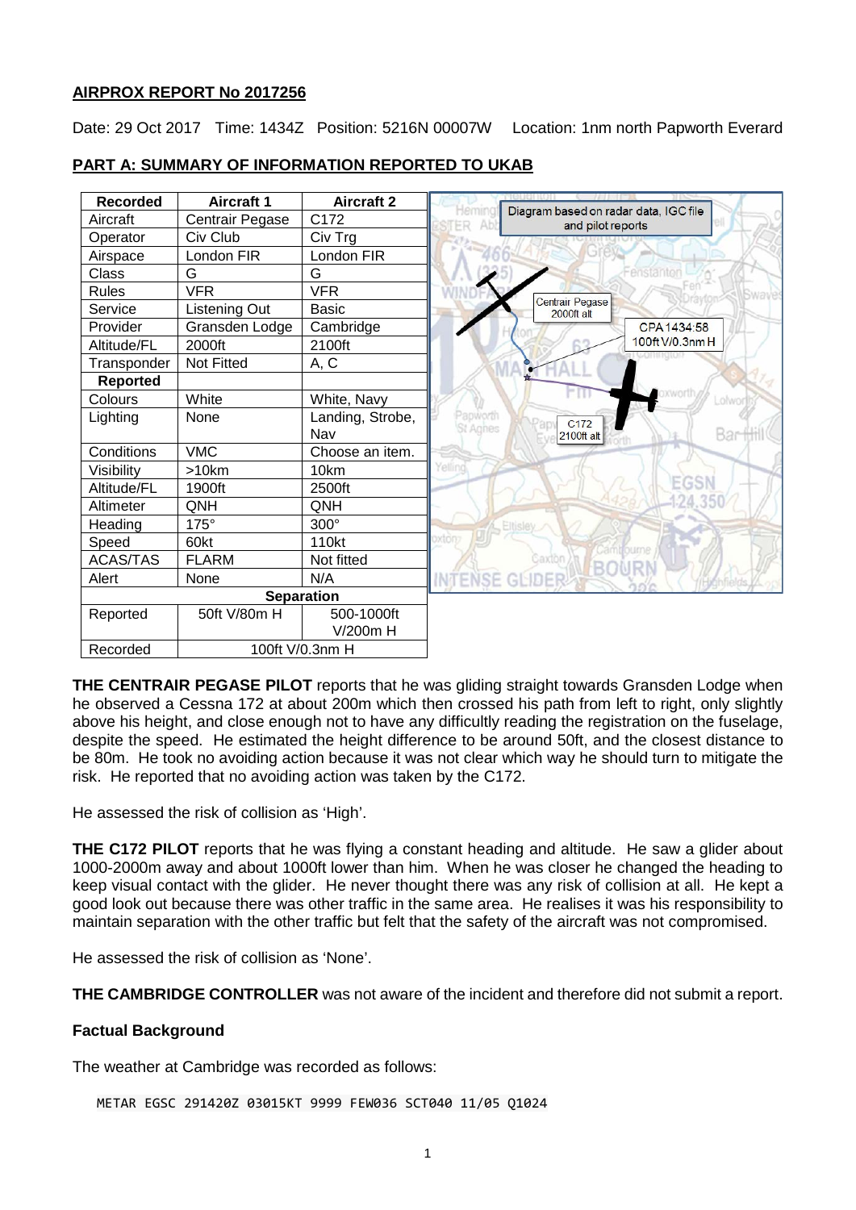**AIRPROX REPORT No 2017256**

Date: 29 Oct 2017 Time: 1434Z Position: 5216N 00007W Location: 1nm north Papworth Everard

**PART A: SUMMARY OF INFORMATION REPORTED TO UKAB**

| Recorded | Aircraft 1 | Aircraft 2 |
|---|---|---|
| Aircraft | Centrair Pegase | C172 |
| Operator | Civ Club | Civ Trg |
| Airspace | London FIR | London FIR |
| Class | G | G |
| Rules | VFR | VFR |
| Service | Listening Out | Basic |
| Provider | Gransden Lodge | Cambridge |
| Altitude/FL | 2000ft | 2100ft |
| Transponder | Not Fitted | A, C |
| **Reported** | | |
| Colours | White | White, Navy |
| Lighting | None | Landing, Strobe, Nav |
| Conditions | VMC | Choose an item. |
| Visibility | >10km | 10km |
| Altitude/FL | 1900ft | 2500ft |
| Altimeter | QNH | QNH |
| Heading | 175° | 300° |
| Speed | 60kt | 110kt |
| ACAS/TAS | FLARM | Not fitted |
| Alert | None | N/A |
| **Separation** | | |
| Reported | 50ft V/80m H | 500-1000ft V/200m H |
| Recorded | 100ft V/0.3nm H | |

Diagram based on radar data, IGC file and pilot reports

Centrair Pegase 2000ft alt

CPA 1434:58 100ft V/0.3nm H

C172 2100ft alt

**THE CENTRAIR PEGASE PILOT** reports that he was gliding straight towards Gransden Lodge when he observed a Cessna 172 at about 200m which then crossed his path from left to right, only slightly above his height, and close enough not to have any difficultly reading the registration on the fuselage, despite the speed. He estimated the height difference to be around 50ft, and the closest distance to be 80m. He took no avoiding action because it was not clear which way he should turn to mitigate the risk. He reported that no avoiding action was taken by the C172.

He assessed the risk of collision as 'High'.

**THE C172 PILOT** reports that he was flying a constant heading and altitude. He saw a glider about 1000-2000m away and about 1000ft lower than him. When he was closer he changed the heading to keep visual contact with the glider. He never thought there was any risk of collision at all. He kept a good look out because there was other traffic in the same area. He realises it was his responsibility to maintain separation with the other traffic but felt that the safety of the aircraft was not compromised.

He assessed the risk of collision as 'None'.

**THE CAMBRIDGE CONTROLLER** was not aware of the incident and therefore did not submit a report.

**Factual Background**

The weather at Cambridge was recorded as follows:

```
METAR EGSC 291420Z 03015KT 9999 FEW036 SCT040 11/05 Q1024
```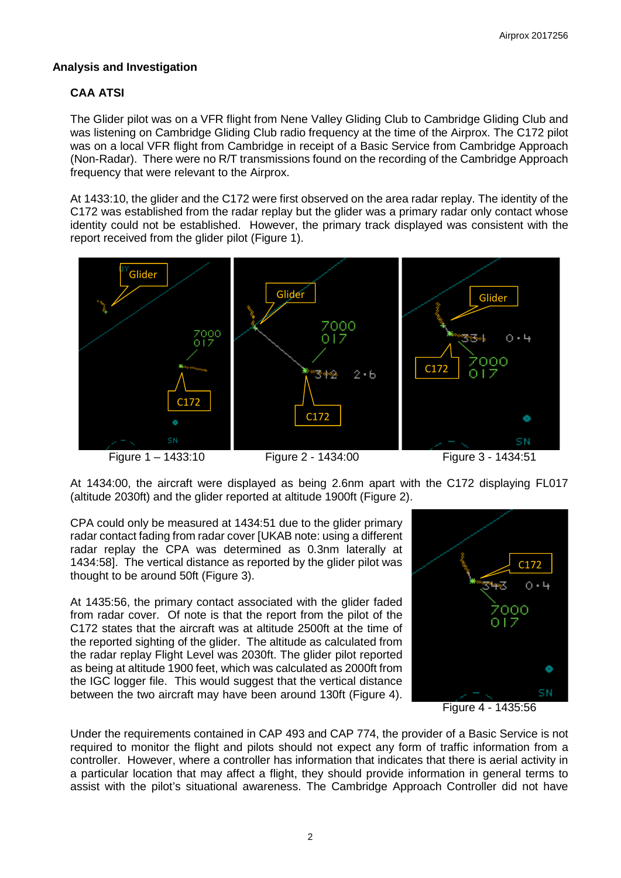## Analysis and Investigation

### CAA ATSI

The Glider pilot was on a VFR flight from Nene Valley Gliding Club to Cambridge Gliding Club and was listening on Cambridge Gliding Club radio frequency at the time of the Airprox. The C172 pilot was on a local VFR flight from Cambridge in receipt of a Basic Service from Cambridge Approach (Non-Radar). There were no R/T transmissions found on the recording of the Cambridge Approach frequency that were relevant to the Airprox.

At 1433:10, the glider and the C172 were first observed on the area radar replay. The identity of the C172 was established from the radar replay but the glider was a primary radar only contact whose identity could not be established. However, the primary track displayed was consistent with the report received from the glider pilot (Figure 1).

Figure 1 – 1433:10 | Figure 2 - 1434:00 | Figure 3 - 1434:51

At 1434:00, the aircraft were displayed as being 2.6nm apart with the C172 displaying FL017 (altitude 2030ft) and the glider reported at altitude 1900ft (Figure 2).

CPA could only be measured at 1434:51 due to the glider primary radar contact fading from radar cover [UKAB note: using a different radar replay the CPA was determined as 0.3nm laterally at 1434:58]. The vertical distance as reported by the glider pilot was thought to be around 50ft (Figure 3).

At 1435:56, the primary contact associated with the glider faded from radar cover. Of note is that the report from the pilot of the C172 states that the aircraft was at altitude 2500ft at the time of the reported sighting of the glider. The altitude as calculated from the radar replay Flight Level was 2030ft. The glider pilot reported as being at altitude 1900 feet, which was calculated as 2000ft from the IGC logger file. This would suggest that the vertical distance between the two aircraft may have been around 130ft (Figure 4).

Figure 4 - 1435:56

Under the requirements contained in CAP 493 and CAP 774, the provider of a Basic Service is not required to monitor the flight and pilots should not expect any form of traffic information from a controller. However, where a controller has information that indicates that there is aerial activity in a particular location that may affect a flight, they should provide information in general terms to assist with the pilot's situational awareness. The Cambridge Approach Controller did not have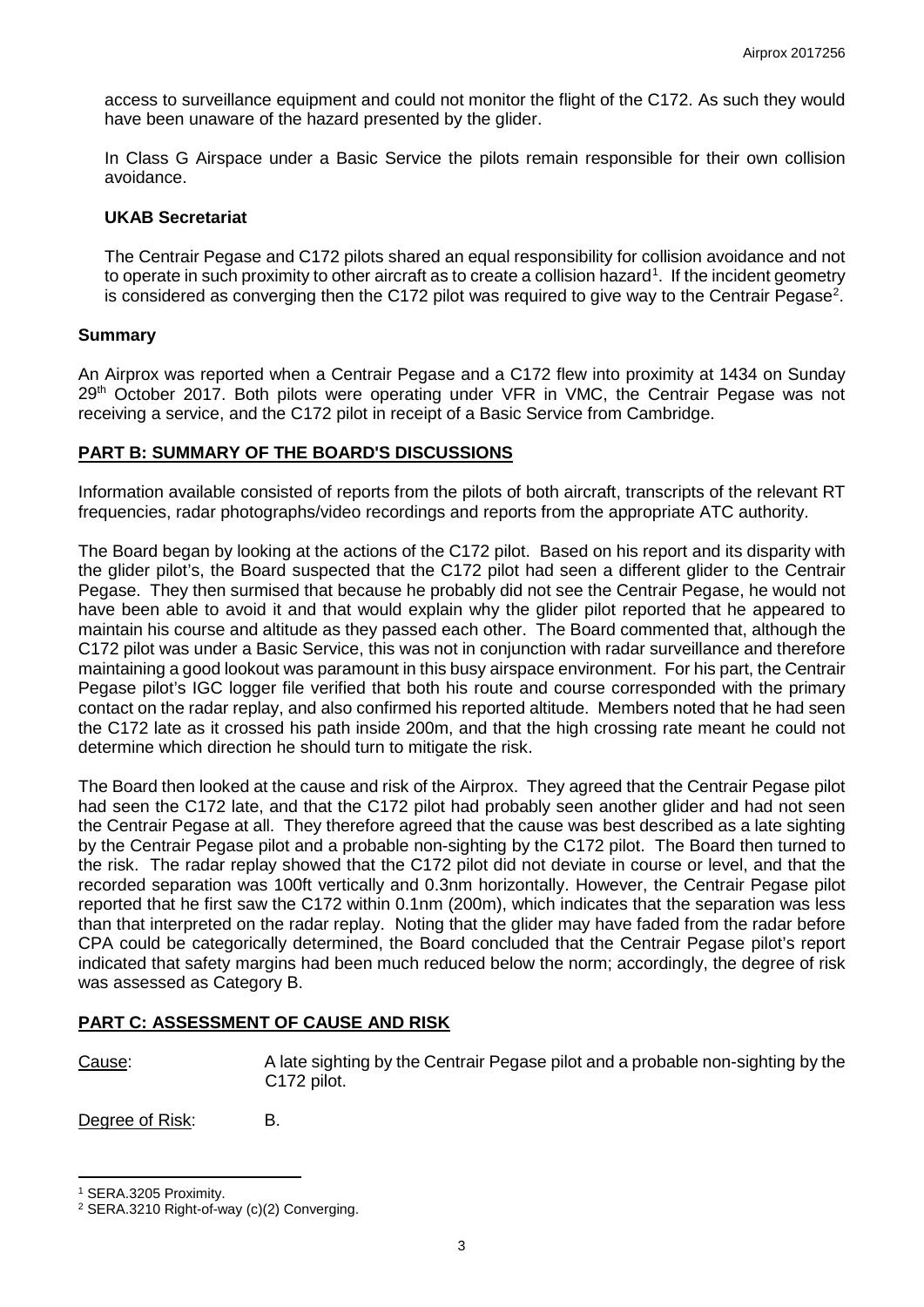access to surveillance equipment and could not monitor the flight of the C172. As such they would have been unaware of the hazard presented by the glider.

In Class G Airspace under a Basic Service the pilots remain responsible for their own collision avoidance.

### UKAB Secretariat

The Centrair Pegase and C172 pilots shared an equal responsibility for collision avoidance and not to operate in such proximity to other aircraft as to create a collision hazard[1]. If the incident geometry is considered as converging then the C172 pilot was required to give way to the Centrair Pegase[2].

## Summary

An Airprox was reported when a Centrair Pegase and a C172 flew into proximity at 1434 on Sunday 29th October 2017. Both pilots were operating under VFR in VMC, the Centrair Pegase was not receiving a service, and the C172 pilot in receipt of a Basic Service from Cambridge.

## PART B: SUMMARY OF THE BOARD'S DISCUSSIONS

Information available consisted of reports from the pilots of both aircraft, transcripts of the relevant RT frequencies, radar photographs/video recordings and reports from the appropriate ATC authority.

The Board began by looking at the actions of the C172 pilot. Based on his report and its disparity with the glider pilot's, the Board suspected that the C172 pilot had seen a different glider to the Centrair Pegase. They then surmised that because he probably did not see the Centrair Pegase, he would not have been able to avoid it and that would explain why the glider pilot reported that he appeared to maintain his course and altitude as they passed each other. The Board commented that, although the C172 pilot was under a Basic Service, this was not in conjunction with radar surveillance and therefore maintaining a good lookout was paramount in this busy airspace environment. For his part, the Centrair Pegase pilot's IGC logger file verified that both his route and course corresponded with the primary contact on the radar replay, and also confirmed his reported altitude. Members noted that he had seen the C172 late as it crossed his path inside 200m, and that the high crossing rate meant he could not determine which direction he should turn to mitigate the risk.

The Board then looked at the cause and risk of the Airprox. They agreed that the Centrair Pegase pilot had seen the C172 late, and that the C172 pilot had probably seen another glider and had not seen the Centrair Pegase at all. They therefore agreed that the cause was best described as a late sighting by the Centrair Pegase pilot and a probable non-sighting by the C172 pilot. The Board then turned to the risk. The radar replay showed that the C172 pilot did not deviate in course or level, and that the recorded separation was 100ft vertically and 0.3nm horizontally. However, the Centrair Pegase pilot reported that he first saw the C172 within 0.1nm (200m), which indicates that the separation was less than that interpreted on the radar replay. Noting that the glider may have faded from the radar before CPA could be categorically determined, the Board concluded that the Centrair Pegase pilot's report indicated that safety margins had been much reduced below the norm; accordingly, the degree of risk was assessed as Category B.

## PART C: ASSESSMENT OF CAUSE AND RISK

Cause: A late sighting by the Centrair Pegase pilot and a probable non-sighting by the C172 pilot.

Degree of Risk: B.

---

[1] SERA.3205 Proximity.

[2] SERA.3210 Right-of-way (c)(2) Converging.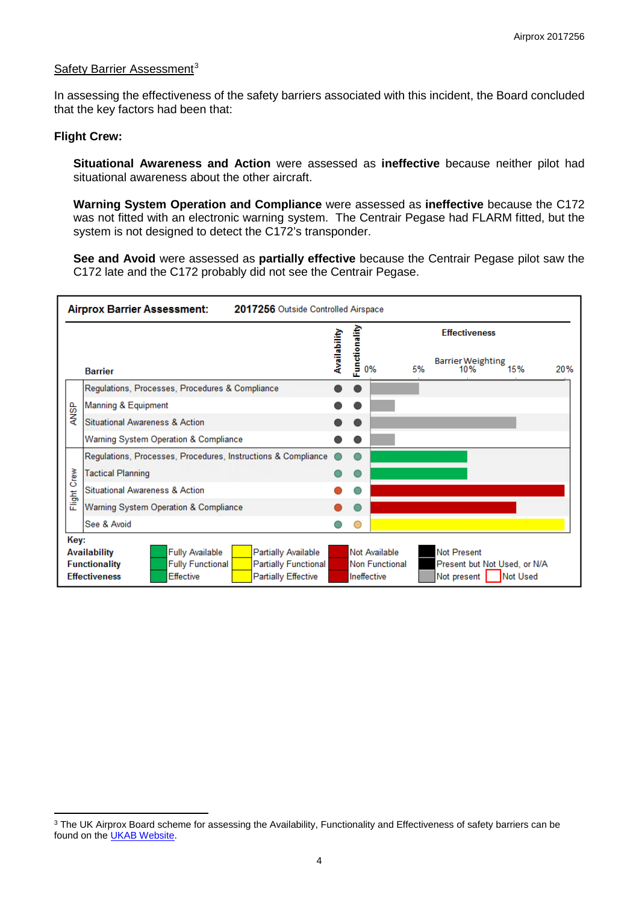Safety Barrier Assessment[3]

In assessing the effectiveness of the safety barriers associated with this incident, the Board concluded that the key factors had been that:

**Flight Crew:**

**Situational Awareness and Action** were assessed as **ineffective** because neither pilot had situational awareness about the other aircraft.

**Warning System Operation and Compliance** were assessed as **ineffective** because the C172 was not fitted with an electronic warning system. The Centrair Pegase had FLARM fitted, but the system is not designed to detect the C172's transponder.

**See and Avoid** were assessed as **partially effective** because the Centrair Pegase pilot saw the C172 late and the C172 probably did not see the Centrair Pegase.

**Airprox Barrier Assessment:** **2017256** Outside Controlled Airspace

Barrier

Availability

Functionality

Effectiveness

Barrier Weighting

0%
5%
10%
15%
20%

ANSP

Regulations, Processes, Procedures & Compliance

Manning & Equipment

Situational Awareness & Action

Warning System Operation & Compliance

Flight Crew

Regulations, Processes, Procedures, Instructions & Compliance

Tactical Planning

Situational Awareness & Action

Warning System Operation & Compliance

See & Avoid

Key:

Availability: Fully Available, Partially Available, Not Available, Not Present

Functionality: Fully Functional, Partially Functional, Non Functional, Present but Not Used, or N/A

Effectiveness: Effective, Partially Effective, Ineffective, Not present, Not Used

---

[3] The UK Airprox Board scheme for assessing the Availability, Functionality and Effectiveness of safety barriers can be found on the [UKAB Website](UKAB Website).